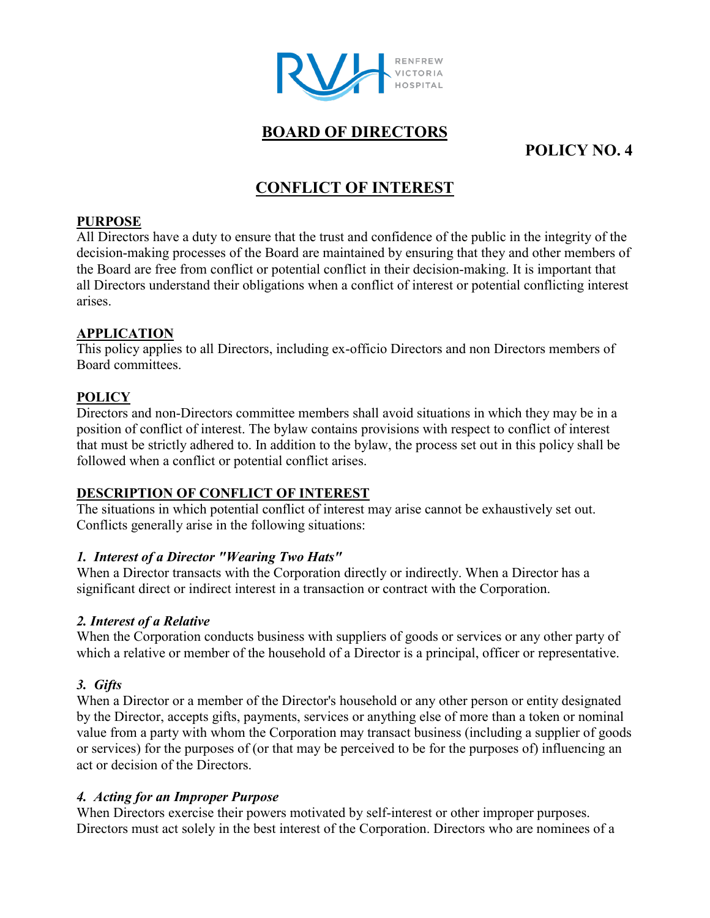RENFREW VICTORIA HOSPITAL

# BOARD OF DIRECTORS

**POLICY NO. 4**

## CONFLICT OF INTEREST

### PURPOSE

All Directors have a duty to ensure that the trust and confidence of the public in the integrity of the decision-making processes of the Board are maintained by ensuring that they and other members of the Board are free from conflict or potential conflict in their decision-making. It is important that all Directors understand their obligations when a conflict of interest or potential conflicting interest arises.

### APPLICATION

This policy applies to all Directors, including ex-officio Directors and non Directors members of Board committees.

### POLICY

Directors and non-Directors committee members shall avoid situations in which they may be in a position of conflict of interest. The bylaw contains provisions with respect to conflict of interest that must be strictly adhered to. In addition to the bylaw, the process set out in this policy shall be followed when a conflict or potential conflict arises.

### DESCRIPTION OF CONFLICT OF INTEREST

The situations in which potential conflict of interest may arise cannot be exhaustively set out. Conflicts generally arise in the following situations:

***1. Interest of a Director "Wearing Two Hats"***

When a Director transacts with the Corporation directly or indirectly. When a Director has a significant direct or indirect interest in a transaction or contract with the Corporation.

***2. Interest of a Relative***

When the Corporation conducts business with suppliers of goods or services or any other party of which a relative or member of the household of a Director is a principal, officer or representative.

***3. Gifts***

When a Director or a member of the Director's household or any other person or entity designated by the Director, accepts gifts, payments, services or anything else of more than a token or nominal value from a party with whom the Corporation may transact business (including a supplier of goods or services) for the purposes of (or that may be perceived to be for the purposes of) influencing an act or decision of the Directors.

***4. Acting for an Improper Purpose***

When Directors exercise their powers motivated by self-interest or other improper purposes. Directors must act solely in the best interest of the Corporation. Directors who are nominees of a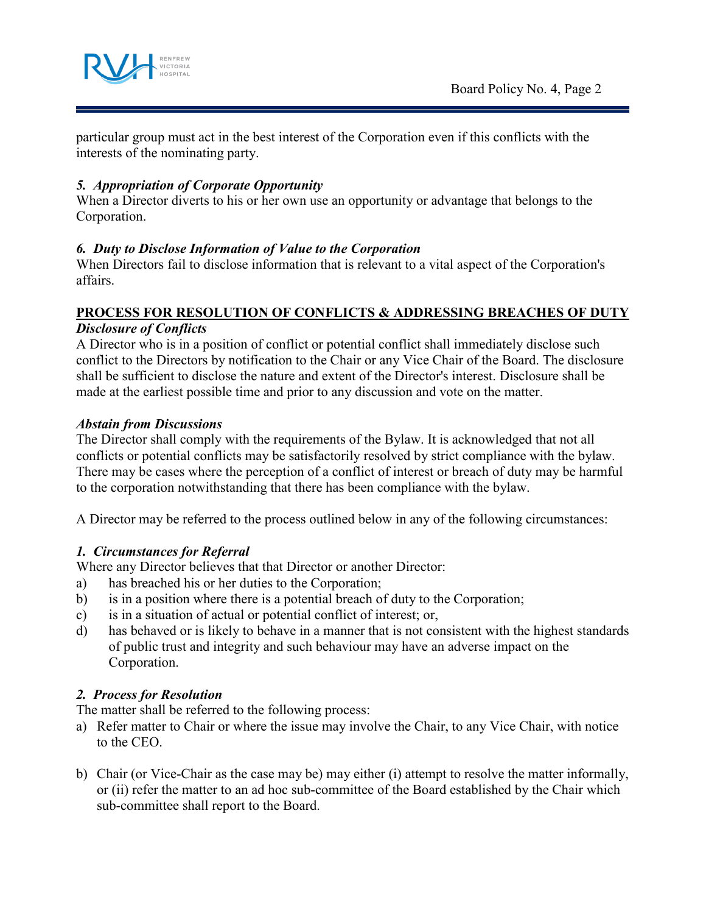particular group must act in the best interest of the Corporation even if this conflicts with the interests of the nominating party.

### *5. Appropriation of Corporate Opportunity*

When a Director diverts to his or her own use an opportunity or advantage that belongs to the Corporation.

### *6. Duty to Disclose Information of Value to the Corporation*

When Directors fail to disclose information that is relevant to a vital aspect of the Corporation's affairs.

## PROCESS FOR RESOLUTION OF CONFLICTS & ADDRESSING BREACHES OF DUTY

### *Disclosure of Conflicts*

A Director who is in a position of conflict or potential conflict shall immediately disclose such conflict to the Directors by notification to the Chair or any Vice Chair of the Board. The disclosure shall be sufficient to disclose the nature and extent of the Director's interest. Disclosure shall be made at the earliest possible time and prior to any discussion and vote on the matter.

### *Abstain from Discussions*

The Director shall comply with the requirements of the Bylaw. It is acknowledged that not all conflicts or potential conflicts may be satisfactorily resolved by strict compliance with the bylaw. There may be cases where the perception of a conflict of interest or breach of duty may be harmful to the corporation notwithstanding that there has been compliance with the bylaw.

A Director may be referred to the process outlined below in any of the following circumstances:

### *1. Circumstances for Referral*

Where any Director believes that that Director or another Director:

a) has breached his or her duties to the Corporation;
b) is in a position where there is a potential breach of duty to the Corporation;
c) is in a situation of actual or potential conflict of interest; or,
d) has behaved or is likely to behave in a manner that is not consistent with the highest standards of public trust and integrity and such behaviour may have an adverse impact on the Corporation.

### *2. Process for Resolution*

The matter shall be referred to the following process:

a) Refer matter to Chair or where the issue may involve the Chair, to any Vice Chair, with notice to the CEO.

b) Chair (or Vice-Chair as the case may be) may either (i) attempt to resolve the matter informally, or (ii) refer the matter to an ad hoc sub-committee of the Board established by the Chair which sub-committee shall report to the Board.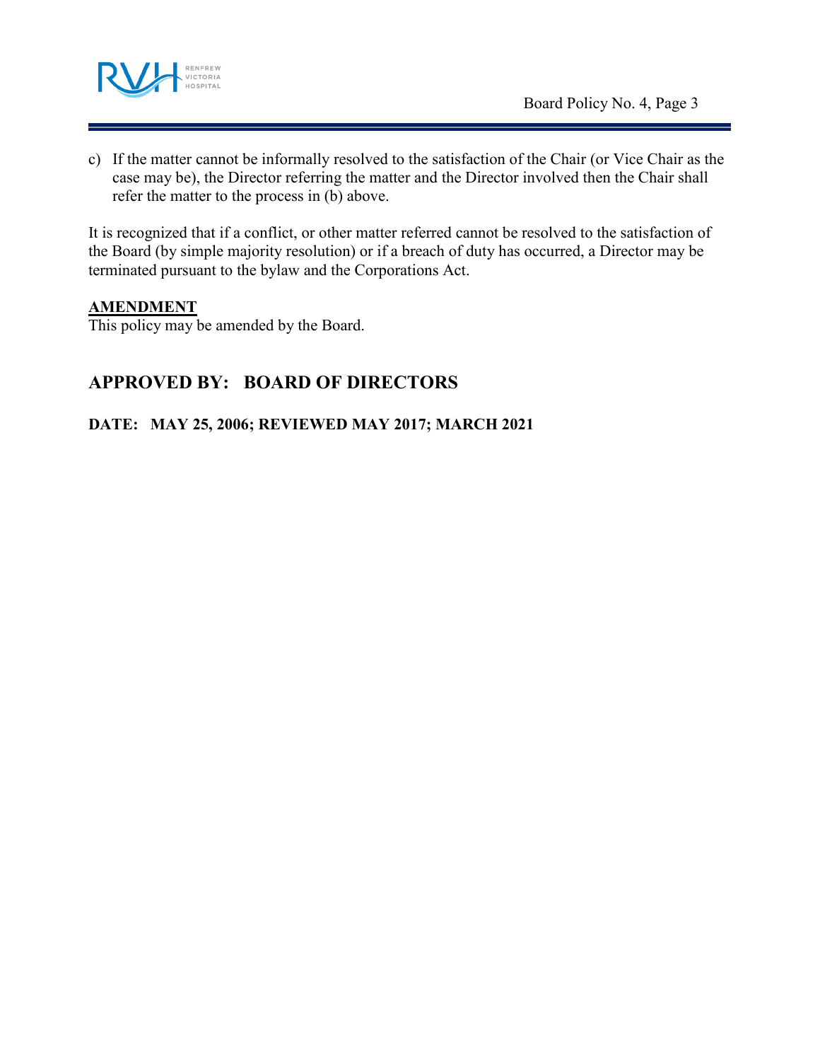c) If the matter cannot be informally resolved to the satisfaction of the Chair (or Vice Chair as the case may be), the Director referring the matter and the Director involved then the Chair shall refer the matter to the process in (b) above.

It is recognized that if a conflict, or other matter referred cannot be resolved to the satisfaction of the Board (by simple majority resolution) or if a breach of duty has occurred, a Director may be terminated pursuant to the bylaw and the Corporations Act.

**AMENDMENT**

This policy may be amended by the Board.

## APPROVED BY: BOARD OF DIRECTORS

**DATE: MAY 25, 2006; REVIEWED MAY 2017; MARCH 2021**